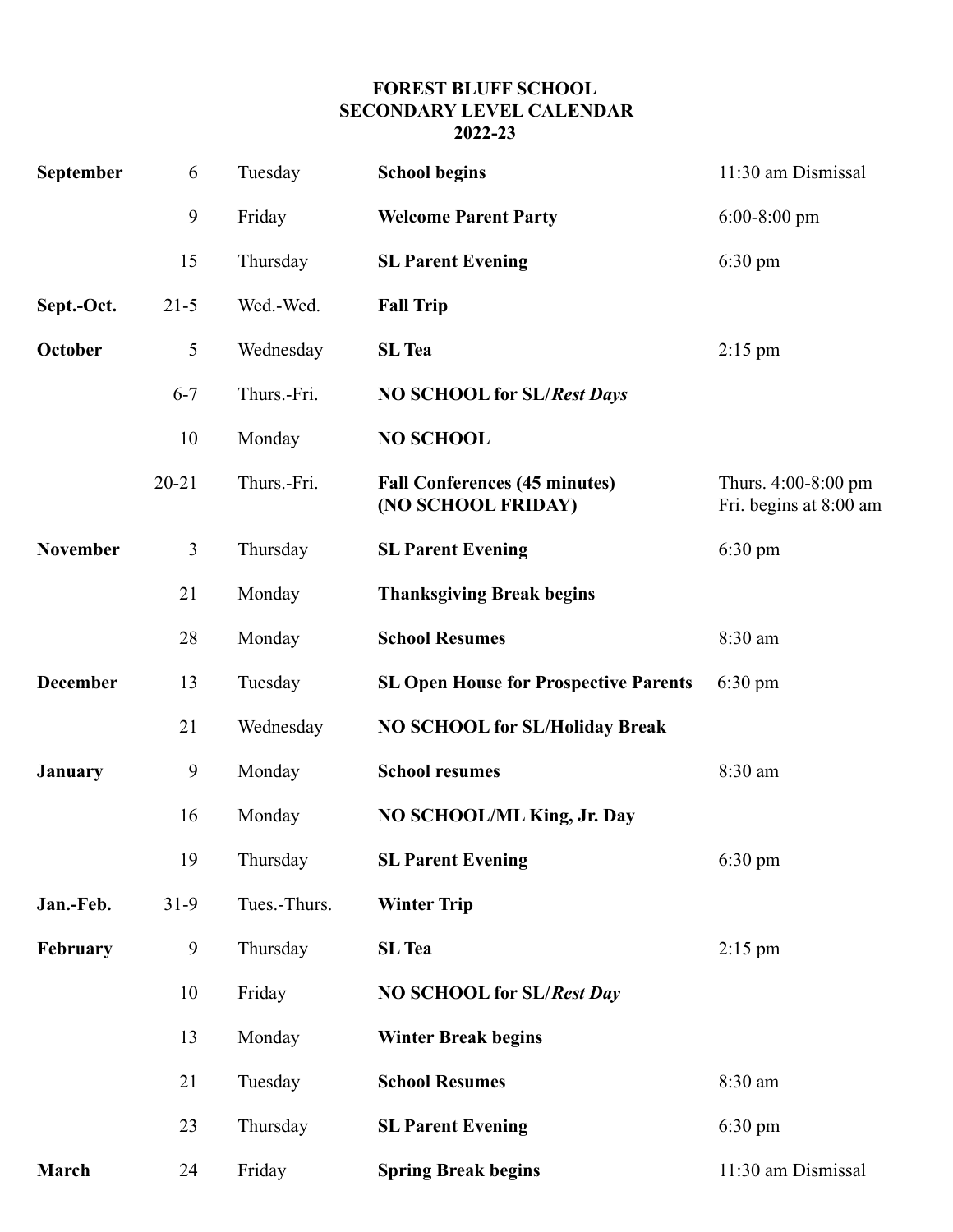# FOREST BLUFF SCHOOL
## SECONDARY LEVEL CALENDAR
## 2022-23

| Month | Date | Day | Event | Time |
|---|---|---|---|---|
| **September** | 6 | Tuesday | **School begins** | 11:30 am Dismissal |
| | 9 | Friday | **Welcome Parent Party** | 6:00-8:00 pm |
| | 15 | Thursday | **SL Parent Evening** | 6:30 pm |
| **Sept.-Oct.** | 21-5 | Wed.-Wed. | **Fall Trip** | |
| **October** | 5 | Wednesday | **SL Tea** | 2:15 pm |
| | 6-7 | Thurs.-Fri. | **NO SCHOOL for SL/*Rest Days*** | |
| | 10 | Monday | **NO SCHOOL** | |
| | 20-21 | Thurs.-Fri. | **Fall Conferences (45 minutes) (NO SCHOOL FRIDAY)** | Thurs. 4:00-8:00 pm Fri. begins at 8:00 am |
| **November** | 3 | Thursday | **SL Parent Evening** | 6:30 pm |
| | 21 | Monday | **Thanksgiving Break begins** | |
| | 28 | Monday | **School Resumes** | 8:30 am |
| **December** | 13 | Tuesday | **SL Open House for Prospective Parents** | 6:30 pm |
| | 21 | Wednesday | **NO SCHOOL for SL/Holiday Break** | |
| **January** | 9 | Monday | **School resumes** | 8:30 am |
| | 16 | Monday | **NO SCHOOL/ML King, Jr. Day** | |
| | 19 | Thursday | **SL Parent Evening** | 6:30 pm |
| **Jan.-Feb.** | 31-9 | Tues.-Thurs. | **Winter Trip** | |
| **February** | 9 | Thursday | **SL Tea** | 2:15 pm |
| | 10 | Friday | **NO SCHOOL for SL/*Rest Day*** | |
| | 13 | Monday | **Winter Break begins** | |
| | 21 | Tuesday | **School Resumes** | 8:30 am |
| | 23 | Thursday | **SL Parent Evening** | 6:30 pm |
| **March** | 24 | Friday | **Spring Break begins** | 11:30 am Dismissal |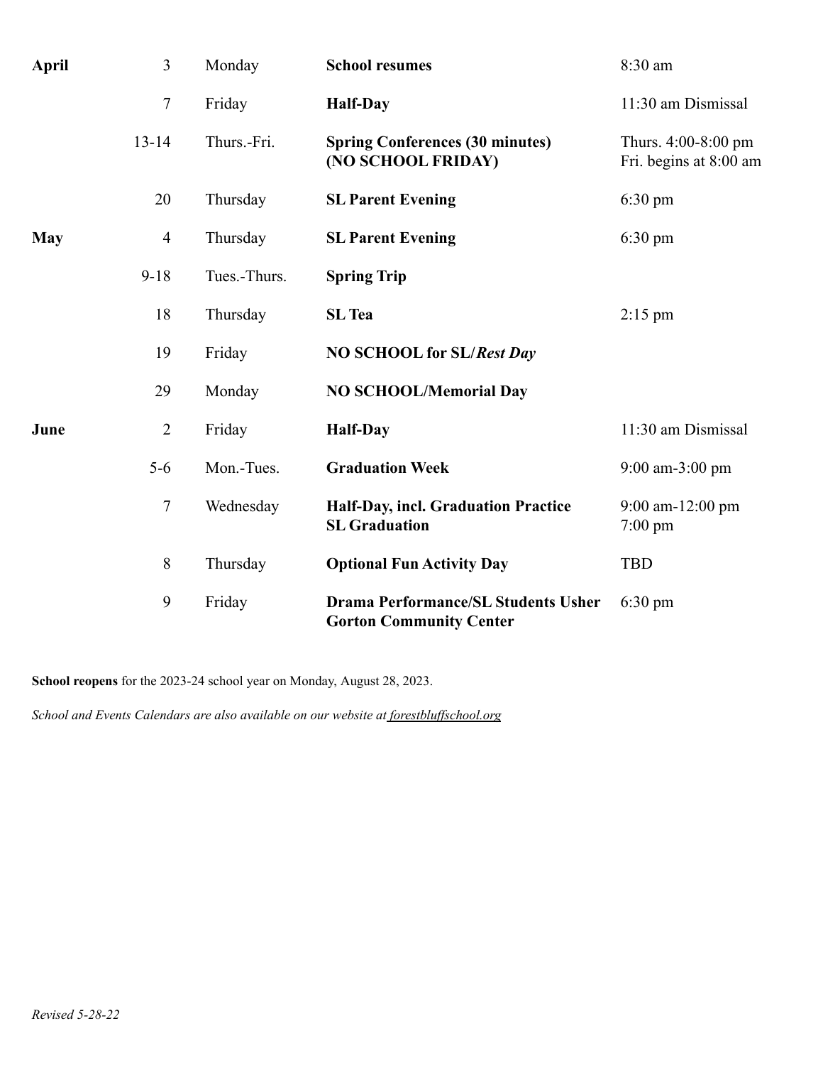| | | | | |
|---|---|---|---|---|
| **April** | 3 | Monday | **School resumes** | 8:30 am |
| | 7 | Friday | **Half-Day** | 11:30 am Dismissal |
| | 13-14 | Thurs.-Fri. | **Spring Conferences (30 minutes) (NO SCHOOL FRIDAY)** | Thurs. 4:00-8:00 pm Fri. begins at 8:00 am |
| | 20 | Thursday | **SL Parent Evening** | 6:30 pm |
| **May** | 4 | Thursday | **SL Parent Evening** | 6:30 pm |
| | 9-18 | Tues.-Thurs. | **Spring Trip** | |
| | 18 | Thursday | **SL Tea** | 2:15 pm |
| | 19 | Friday | **NO SCHOOL for SL/*Rest Day*** | |
| | 29 | Monday | **NO SCHOOL/Memorial Day** | |
| **June** | 2 | Friday | **Half-Day** | 11:30 am Dismissal |
| | 5-6 | Mon.-Tues. | **Graduation Week** | 9:00 am-3:00 pm |
| | 7 | Wednesday | **Half-Day, incl. Graduation Practice SL Graduation** | 9:00 am-12:00 pm 7:00 pm |
| | 8 | Thursday | **Optional Fun Activity Day** | TBD |
| | 9 | Friday | **Drama Performance/SL Students Usher Gorton Community Center** | 6:30 pm |

**School reopens** for the 2023-24 school year on Monday, August 28, 2023.

*School and Events Calendars are also available on our website at forestbluffschool.org*

*Revised 5-28-22*